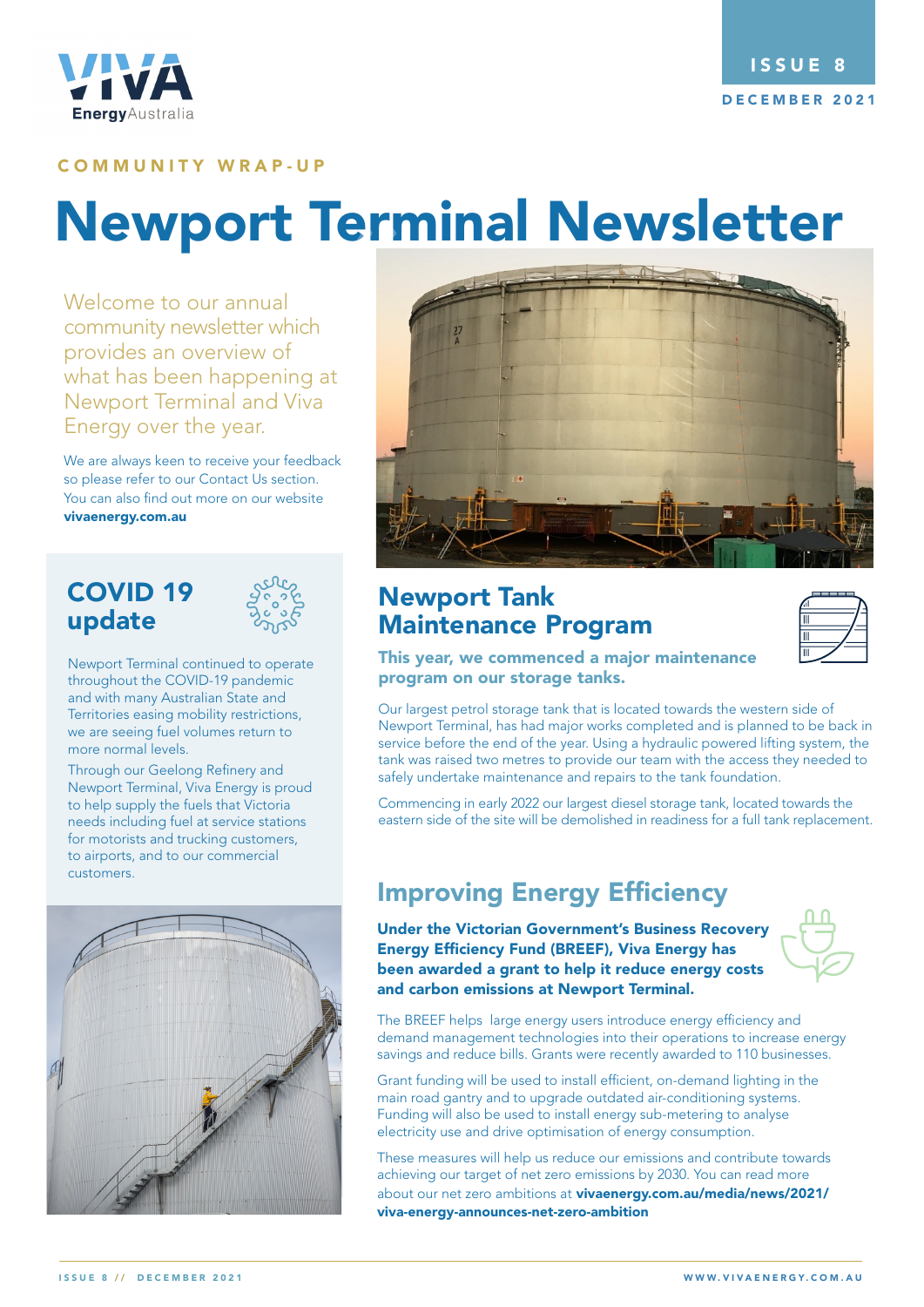ISSUE 8

DECEMBER 2021

COMMUNITY WRAP-UP

# Newport Terminal Newsletter

Welcome to our annual community newsletter which provides an overview of what has been happening at Newport Terminal and Viva Energy over the year.

We are always keen to receive your feedback so please refer to our Contact Us section. You can also find out more on our website **vivaenergy.com.au**

## COVID 19 update

Newport Terminal continued to operate throughout the COVID-19 pandemic and with many Australian State and Territories easing mobility restrictions, we are seeing fuel volumes return to more normal levels.

Through our Geelong Refinery and Newport Terminal, Viva Energy is proud to help supply the fuels that Victoria needs including fuel at service stations for motorists and trucking customers, to airports, and to our commercial customers.

## Newport Tank Maintenance Program

**This year, we commenced a major maintenance program on our storage tanks.**

Our largest petrol storage tank that is located towards the western side of Newport Terminal, has had major works completed and is planned to be back in service before the end of the year. Using a hydraulic powered lifting system, the tank was raised two metres to provide our team with the access they needed to safely undertake maintenance and repairs to the tank foundation.

Commencing in early 2022 our largest diesel storage tank, located towards the eastern side of the site will be demolished in readiness for a full tank replacement.

## Improving Energy Efficiency

**Under the Victorian Government's Business Recovery Energy Efficiency Fund (BREEF), Viva Energy has been awarded a grant to help reduce energy costs and carbon emissions at Newport Terminal.**

The BREEF helps large energy users introduce energy efficiency and demand management technologies into their operations to increase energy savings and reduce bills. Grants were recently awarded to 110 businesses.

Grant funding will be used to install efficient, on-demand lighting in the main road gantry and to upgrade outdated air-conditioning systems. Funding will also be used to install energy sub-metering to analyse electricity use and drive optimisation of energy consumption.

These measures will help us reduce our emissions and contribute towards achieving our target of net zero emissions by 2030. You can read more about our net zero ambitions at **vivaenergy.com.au/media/news/2021/viva-energy-announces-net-zero-ambition**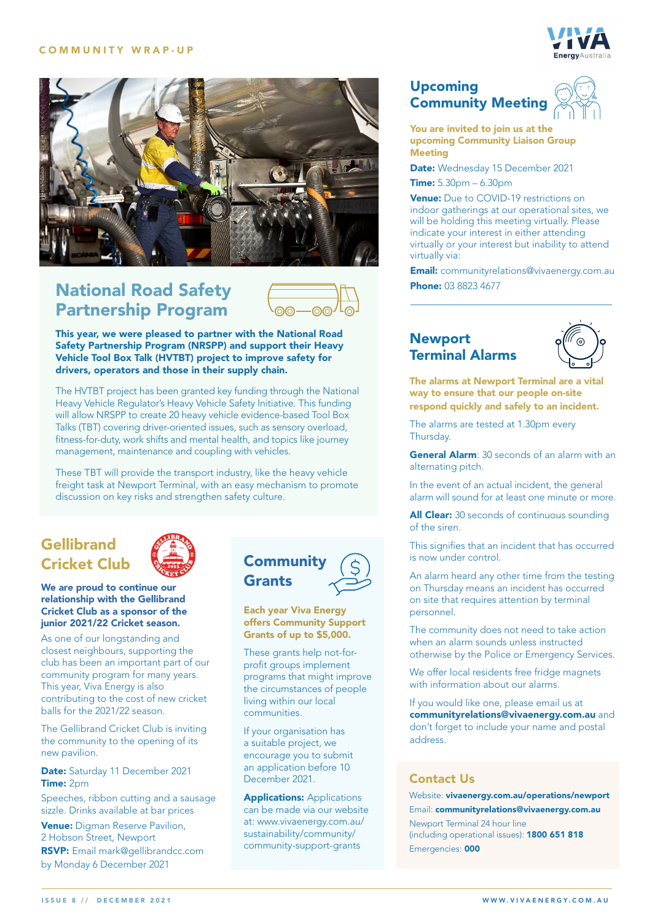COMMUNITY WRAP-UP

## National Road Safety Partnership Program

**This year, we were pleased to partner with the National Road Safety Partnership Program (NRSPP) and support their Heavy Vehicle Tool Box Talk (HVTBT) project to improve safety for drivers, operators and those in their supply chain.**

The HVTBT project has been granted key funding through the National Heavy Vehicle Regulator's Heavy Vehicle Safety Initiative. This funding will allow NRSPP to create 20 heavy vehicle evidence-based Tool Box Talks (TBT) covering driver-oriented issues, such as sensory overload, fitness-for-duty, work shifts and mental health, and topics like journey management, maintenance and coupling with vehicles.

These TBT will provide the transport industry, like the heavy vehicle freight task at Newport Terminal, with an easy mechanism to promote discussion on key risks and strengthen safety culture.

## Gellibrand Cricket Club

**We are proud to continue our relationship with the Gellibrand Cricket Club as a sponsor of the junior 2021/22 Cricket season.**

As one of our longstanding and closest neighbours, supporting the club has been an important part of our community program for many years. This year, Viva Energy is also contributing to the cost of new cricket balls for the 2021/22 season.

The Gellibrand Cricket Club is inviting the community to the opening of its new pavilion.

**Date:** Saturday 11 December 2021
**Time:** 2pm

Speeches, ribbon cutting and a sausage sizzle. Drinks available at bar prices

**Venue:** Digman Reserve Pavilion, 2 Hobson Street, Newport
**RSVP:** Email mark@gellibrandcc.com by Monday 6 December 2021

## Community Grants

**Each year Viva Energy offers Community Support Grants of up to $5,000.**

These grants help not-for-profit groups implement programs that might improve the circumstances of people living within our local communities.

If your organisation has a suitable project, we encourage you to submit an application before 10 December 2021.

**Applications:** Applications can be made via our website at: www.vivaenergy.com.au/sustainability/community/community-support-grants

## Upcoming Community Meeting

**You are invited to join us at the upcoming Community Liaison Group Meeting**

**Date:** Wednesday 15 December 2021

**Time:** 5.30pm – 6.30pm

**Venue:** Due to COVID-19 restrictions on indoor gatherings at our operational sites, we will be holding this meeting virtually. Please indicate your interest in either attending virtually or your interest but inability to attend virtually via:

**Email:** communityrelations@vivaenergy.com.au
**Phone:** 03 8823 4677

## Newport Terminal Alarms

**The alarms at Newport Terminal are a vital way to ensure that our people on-site respond quickly and safely to an incident.**

The alarms are tested at 1.30pm every Thursday.

**General Alarm**: 30 seconds of an alarm with an alternating pitch.

In the event of an actual incident, the general alarm will sound for at least one minute or more.

**All Clear:** 30 seconds of continuous sounding of the siren.

This signifies that an incident that has occurred is now under control.

An alarm heard any other time from the testing on Thursday means an incident has occurred on site that requires attention by terminal personnel.

The community does not need to take action when an alarm sounds unless instructed otherwise by the Police or Emergency Services.

We offer local residents free fridge magnets with information about our alarms.

If you would like one, please email us at **communityrelations@vivaenergy.com.au** and don't forget to include your name and postal address.

## Contact Us

Website: **vivaenergy.com.au/operations/newport**
Email: **communityrelations@vivaenergy.com.au**
Newport Terminal 24 hour line (including operational issues): **1800 651 818**
Emergencies: **000**